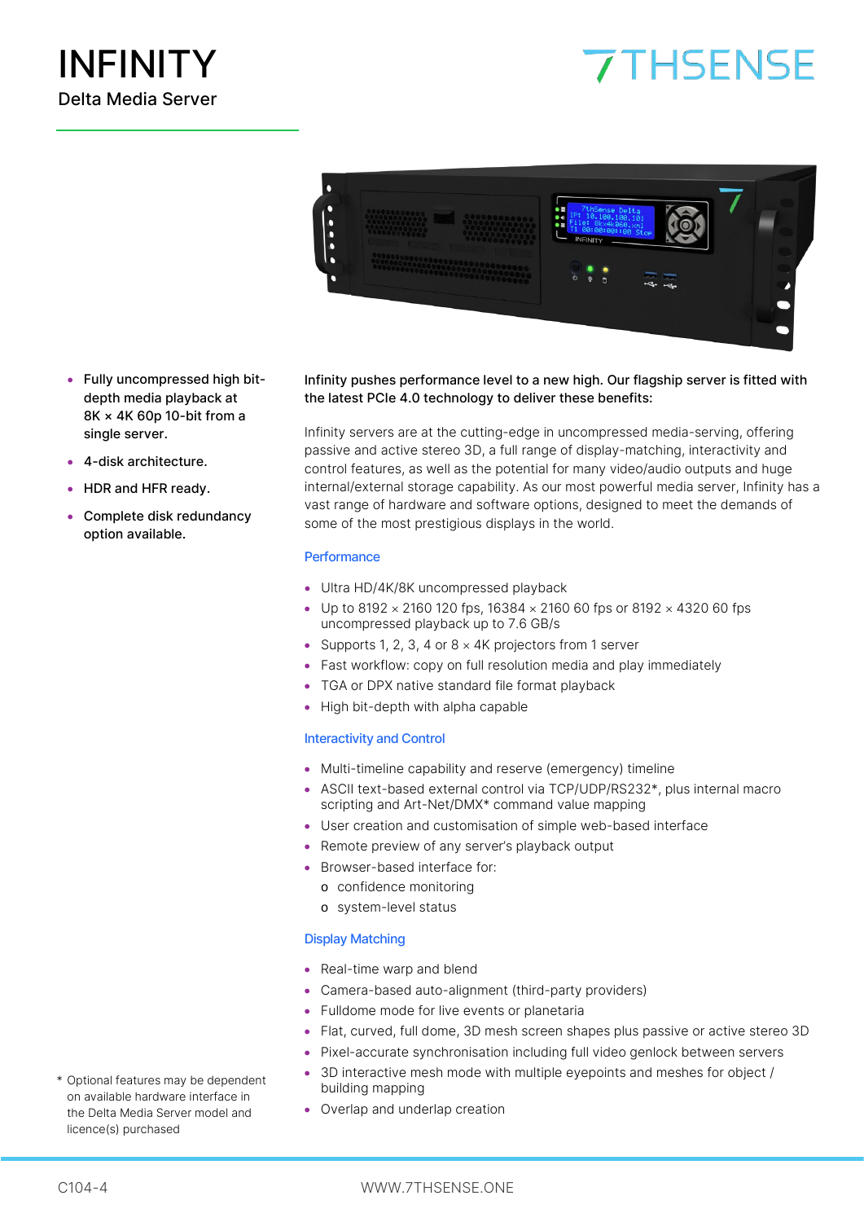# INFINITY

Delta Media Server

7THSENSE

- **Fully uncompressed high bit-depth media playback at 8K × 4K 60p 10-bit from a single server.**
- **4-disk architecture.**
- **HDR and HFR ready.**
- **Complete disk redundancy option available.**

**Infinity pushes performance level to a new high. Our flagship server is fitted with the latest PCIe 4.0 technology to deliver these benefits:**

Infinity servers are at the cutting-edge in uncompressed media-serving, offering passive and active stereo 3D, a full range of display-matching, interactivity and control features, as well as the potential for many video/audio outputs and huge internal/external storage capability. As our most powerful media server, Infinity has a vast range of hardware and software options, designed to meet the demands of some of the most prestigious displays in the world.

### Performance

- Ultra HD/4K/8K uncompressed playback
- Up to 8192 × 2160 120 fps, 16384 × 2160 60 fps or 8192 × 4320 60 fps uncompressed playback up to 7.6 GB/s
- Supports 1, 2, 3, 4 or 8 × 4K projectors from 1 server
- Fast workflow: copy on full resolution media and play immediately
- TGA or DPX native standard file format playback
- High bit-depth with alpha capable

### Interactivity and Control

- Multi-timeline capability and reserve (emergency) timeline
- ASCII text-based external control via TCP/UDP/RS232*, plus internal macro scripting and Art-Net/DMX* command value mapping
- User creation and customisation of simple web-based interface
- Remote preview of any server's playback output
- Browser-based interface for:
  - confidence monitoring
  - system-level status

### Display Matching

- Real-time warp and blend
- Camera-based auto-alignment (third-party providers)
- Fulldome mode for live events or planetaria
- Flat, curved, full dome, 3D mesh screen shapes plus passive or active stereo 3D
- Pixel-accurate synchronisation including full video genlock between servers
- 3D interactive mesh mode with multiple eyepoints and meshes for object / building mapping
- Overlap and underlap creation

\* Optional features may be dependent on available hardware interface in the Delta Media Server model and licence(s) purchased

C104-4

WWW.7THSENSE.ONE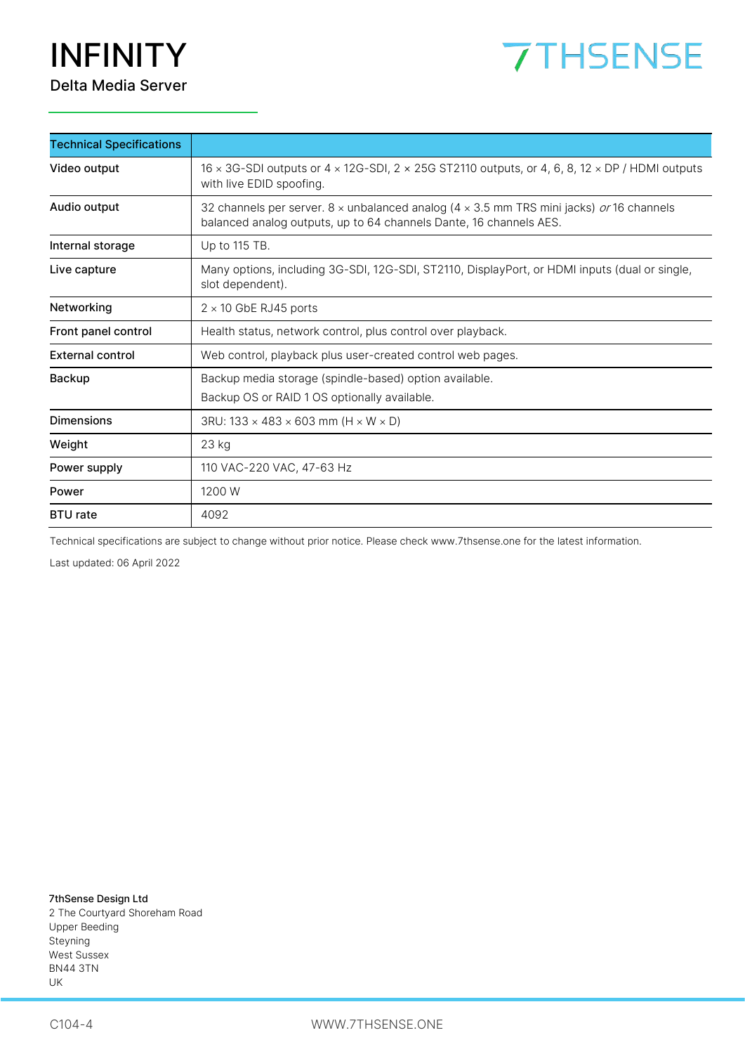# INFINITY

Delta Media Server

7THSENSE

| Technical Specifications | |
|---|---|
| Video output | 16 × 3G-SDI outputs or 4 × 12G-SDI, 2 × 25G ST2110 outputs, or 4, 6, 8, 12 × DP / HDMI outputs with live EDID spoofing. |
| Audio output | 32 channels per server. 8 × unbalanced analog (4 × 3.5 mm TRS mini jacks) *or* 16 channels balanced analog outputs, up to 64 channels Dante, 16 channels AES. |
| Internal storage | Up to 115 TB. |
| Live capture | Many options, including 3G-SDI, 12G-SDI, ST2110, DisplayPort, or HDMI inputs (dual or single, slot dependent). |
| Networking | 2 × 10 GbE RJ45 ports |
| Front panel control | Health status, network control, plus control over playback. |
| External control | Web control, playback plus user-created control web pages. |
| Backup | Backup media storage (spindle-based) option available.<br>Backup OS or RAID 1 OS optionally available. |
| Dimensions | 3RU: 133 × 483 × 603 mm (H × W × D) |
| Weight | 23 kg |
| Power supply | 110 VAC-220 VAC, 47-63 Hz |
| Power | 1200 W |
| BTU rate | 4092 |

Technical specifications are subject to change without prior notice. Please check www.7thsense.one for the latest information.

Last updated: 06 April 2022

**7thSense Design Ltd**
2 The Courtyard Shoreham Road
Upper Beeding
Steyning
West Sussex
BN44 3TN
UK

C104-4

WWW.7THSENSE.ONE